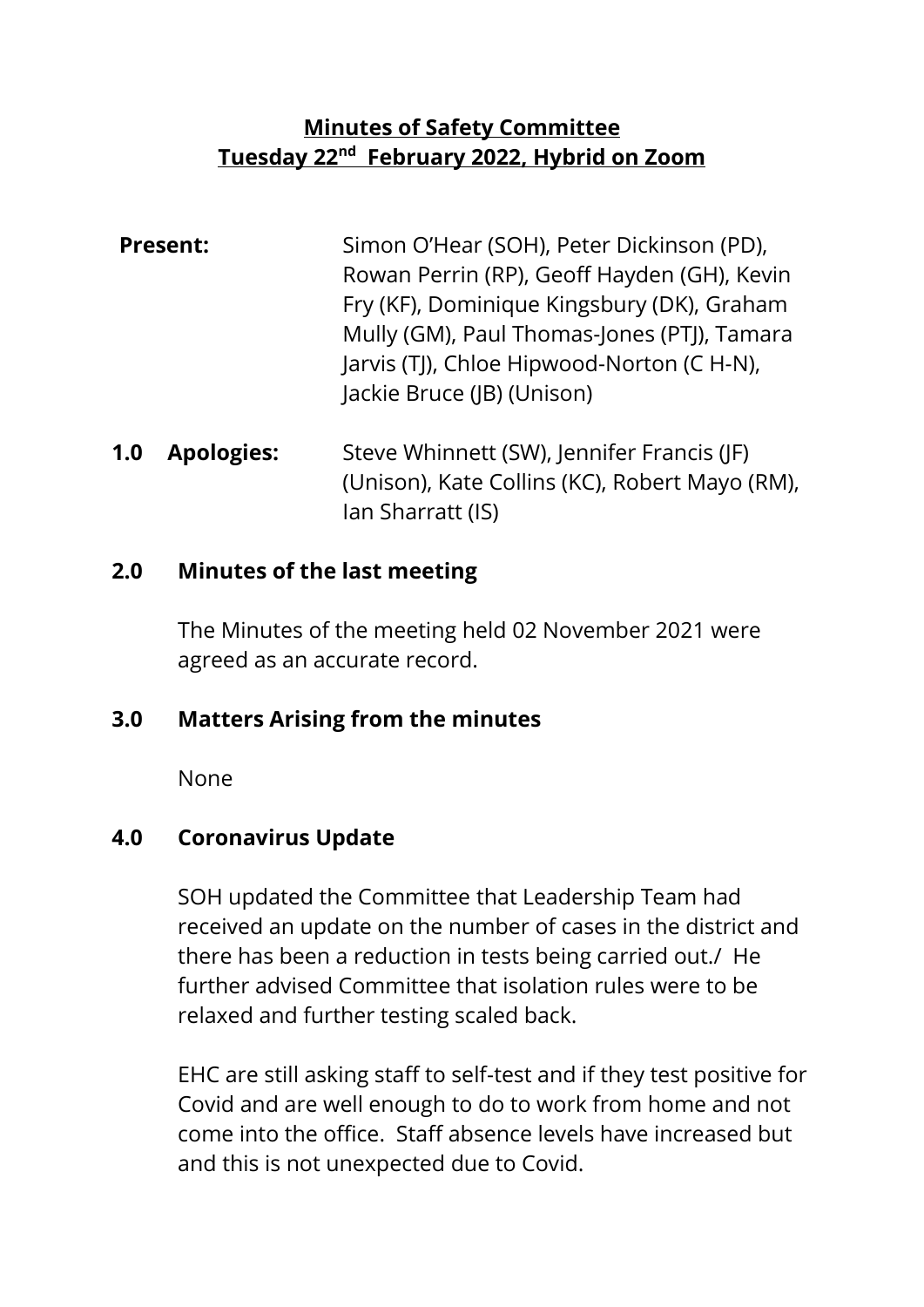# Minutes of Safety Committee
## Tuesday 22nd February 2022, Hybrid on Zoom

**Present:** Simon O'Hear (SOH), Peter Dickinson (PD), Rowan Perrin (RP), Geoff Hayden (GH), Kevin Fry (KF), Dominique Kingsbury (DK), Graham Mully (GM), Paul Thomas-Jones (PTJ), Tamara Jarvis (TJ), Chloe Hipwood-Norton (C H-N), Jackie Bruce (JB) (Unison)

**1.0 Apologies:** Steve Whinnett (SW), Jennifer Francis (JF) (Unison), Kate Collins (KC), Robert Mayo (RM), Ian Sharratt (IS)

### 2.0 Minutes of the last meeting

The Minutes of the meeting held 02 November 2021 were agreed as an accurate record.

### 3.0 Matters Arising from the minutes

None

### 4.0 Coronavirus Update

SOH updated the Committee that Leadership Team had received an update on the number of cases in the district and there has been a reduction in tests being carried out./ He further advised Committee that isolation rules were to be relaxed and further testing scaled back.

EHC are still asking staff to self-test and if they test positive for Covid and are well enough to do to work from home and not come into the office. Staff absence levels have increased but and this is not unexpected due to Covid.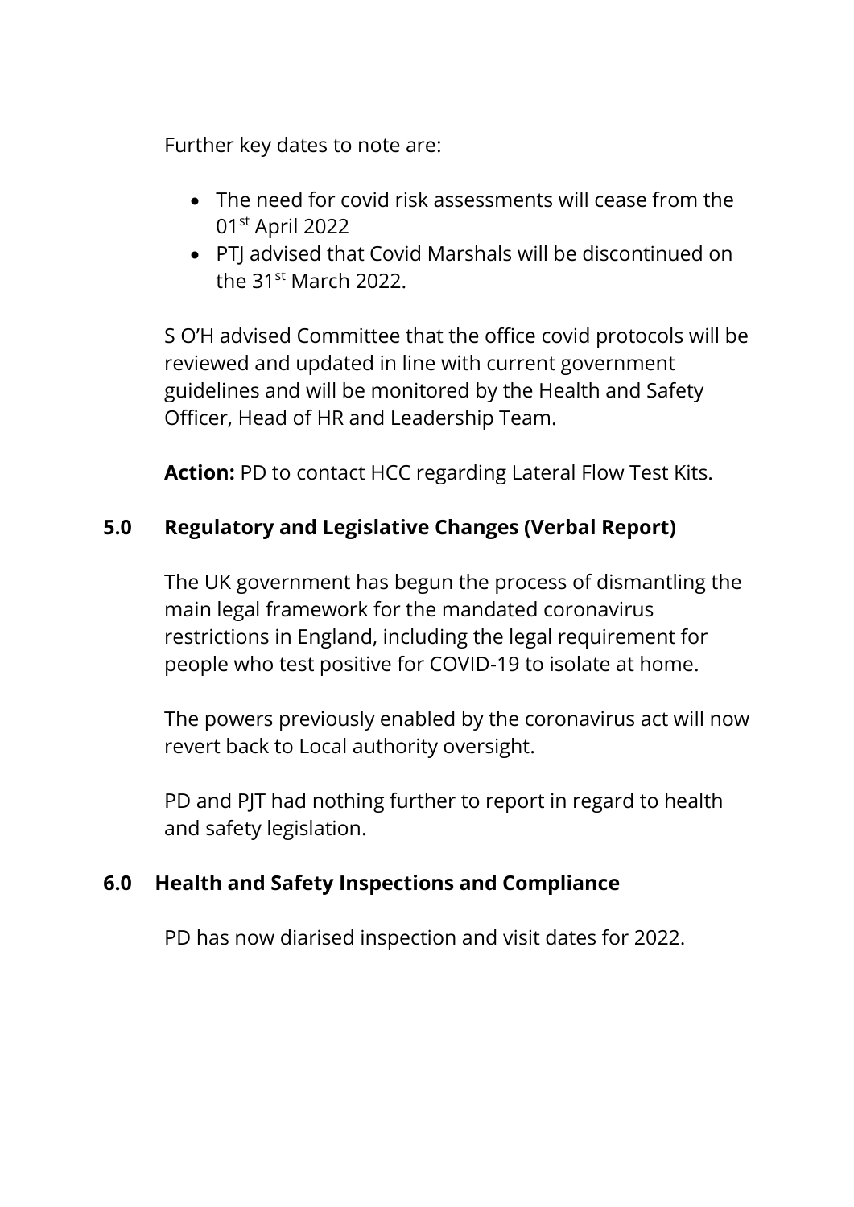Further key dates to note are:

- The need for covid risk assessments will cease from the 01st April 2022
- PTJ advised that Covid Marshals will be discontinued on the 31st March 2022.

S O'H advised Committee that the office covid protocols will be reviewed and updated in line with current government guidelines and will be monitored by the Health and Safety Officer, Head of HR and Leadership Team.

**Action:** PD to contact HCC regarding Lateral Flow Test Kits.

## 5.0 Regulatory and Legislative Changes (Verbal Report)

The UK government has begun the process of dismantling the main legal framework for the mandated coronavirus restrictions in England, including the legal requirement for people who test positive for COVID-19 to isolate at home.

The powers previously enabled by the coronavirus act will now revert back to Local authority oversight.

PD and PJT had nothing further to report in regard to health and safety legislation.

## 6.0 Health and Safety Inspections and Compliance

PD has now diarised inspection and visit dates for 2022.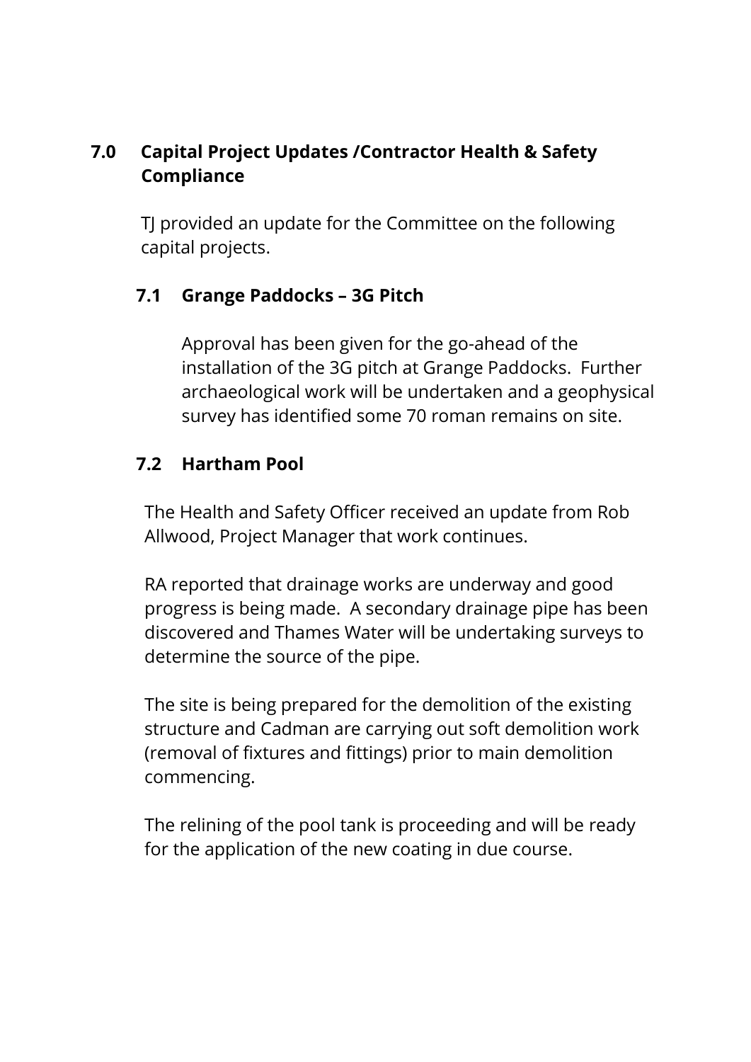## 7.0 Capital Project Updates /Contractor Health & Safety Compliance

TJ provided an update for the Committee on the following capital projects.

### 7.1 Grange Paddocks – 3G Pitch

Approval has been given for the go-ahead of the installation of the 3G pitch at Grange Paddocks. Further archaeological work will be undertaken and a geophysical survey has identified some 70 roman remains on site.

### 7.2 Hartham Pool

The Health and Safety Officer received an update from Rob Allwood, Project Manager that work continues.

RA reported that drainage works are underway and good progress is being made. A secondary drainage pipe has been discovered and Thames Water will be undertaking surveys to determine the source of the pipe.

The site is being prepared for the demolition of the existing structure and Cadman are carrying out soft demolition work (removal of fixtures and fittings) prior to main demolition commencing.

The relining of the pool tank is proceeding and will be ready for the application of the new coating in due course.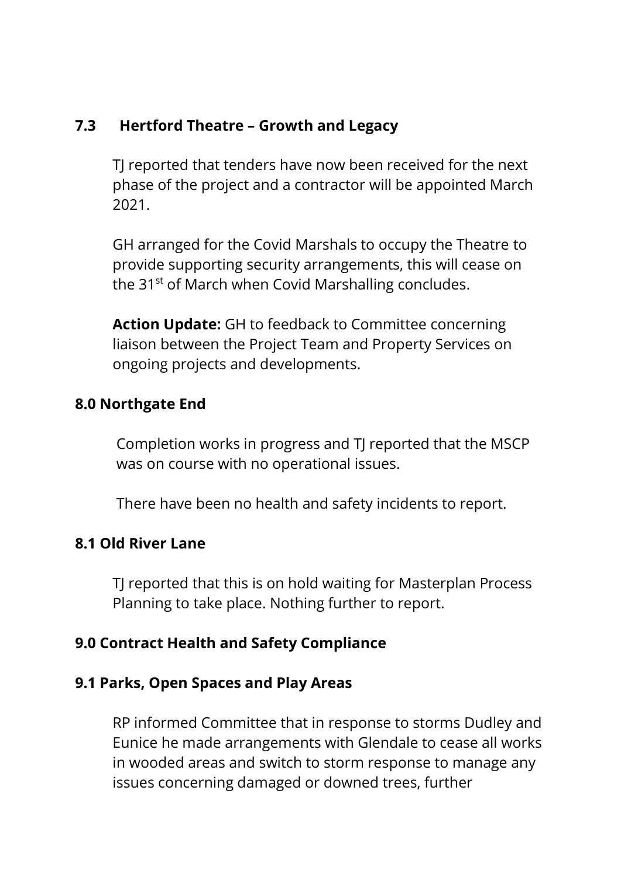### 7.3 Hertford Theatre – Growth and Legacy

TJ reported that tenders have now been received for the next phase of the project and a contractor will be appointed March 2021.

GH arranged for the Covid Marshals to occupy the Theatre to provide supporting security arrangements, this will cease on the 31st of March when Covid Marshalling concludes.

**Action Update:** GH to feedback to Committee concerning liaison between the Project Team and Property Services on ongoing projects and developments.

### 8.0 Northgate End

Completion works in progress and TJ reported that the MSCP was on course with no operational issues.

There have been no health and safety incidents to report.

### 8.1 Old River Lane

TJ reported that this is on hold waiting for Masterplan Process Planning to take place. Nothing further to report.

### 9.0 Contract Health and Safety Compliance

### 9.1 Parks, Open Spaces and Play Areas

RP informed Committee that in response to storms Dudley and Eunice he made arrangements with Glendale to cease all works in wooded areas and switch to storm response to manage any issues concerning damaged or downed trees, further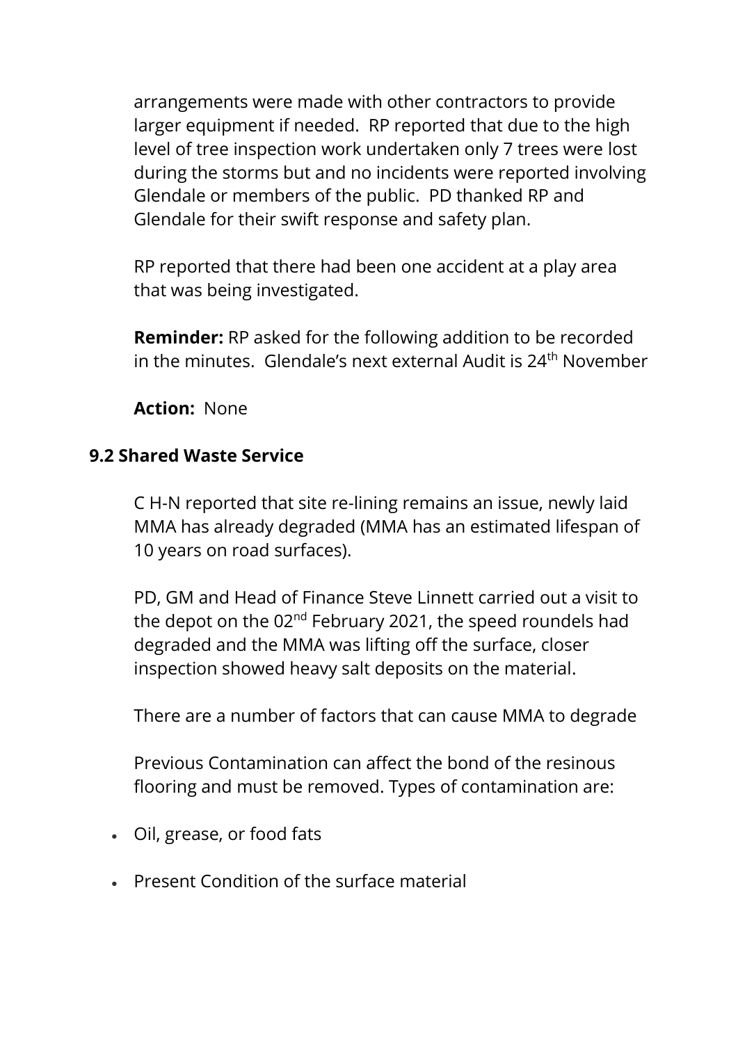arrangements were made with other contractors to provide larger equipment if needed. RP reported that due to the high level of tree inspection work undertaken only 7 trees were lost during the storms but and no incidents were reported involving Glendale or members of the public. PD thanked RP and Glendale for their swift response and safety plan.

RP reported that there had been one accident at a play area that was being investigated.

**Reminder:** RP asked for the following addition to be recorded in the minutes. Glendale's next external Audit is 24th November

**Action:** None

### 9.2 Shared Waste Service

C H-N reported that site re-lining remains an issue, newly laid MMA has already degraded (MMA has an estimated lifespan of 10 years on road surfaces).

PD, GM and Head of Finance Steve Linnett carried out a visit to the depot on the 02nd February 2021, the speed roundels had degraded and the MMA was lifting off the surface, closer inspection showed heavy salt deposits on the material.

There are a number of factors that can cause MMA to degrade

Previous Contamination can affect the bond of the resinous flooring and must be removed. Types of contamination are:

- Oil, grease, or food fats
- Present Condition of the surface material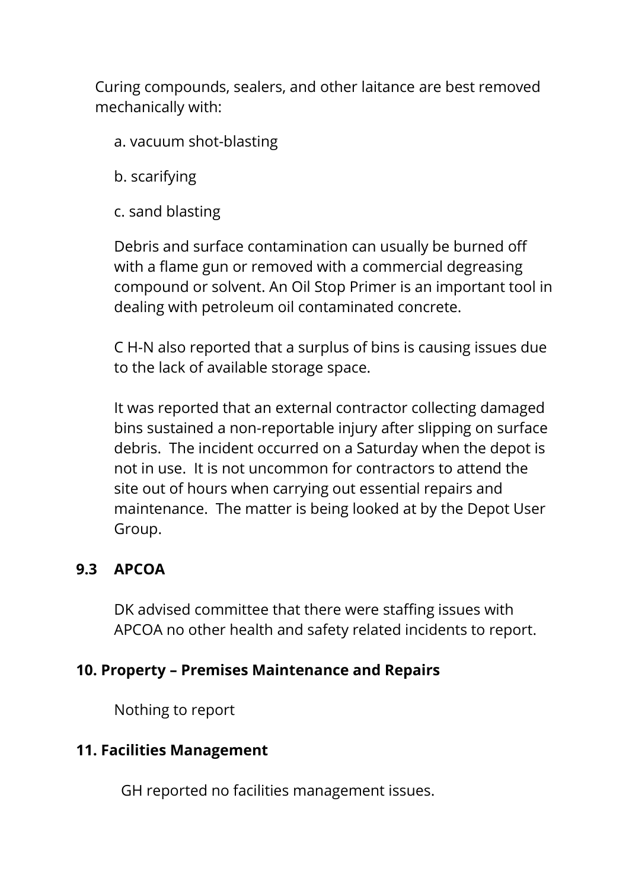Curing compounds, sealers, and other laitance are best removed mechanically with:

a. vacuum shot-blasting

b. scarifying

c. sand blasting

Debris and surface contamination can usually be burned off with a flame gun or removed with a commercial degreasing compound or solvent. An Oil Stop Primer is an important tool in dealing with petroleum oil contaminated concrete.

C H-N also reported that a surplus of bins is causing issues due to the lack of available storage space.

It was reported that an external contractor collecting damaged bins sustained a non-reportable injury after slipping on surface debris. The incident occurred on a Saturday when the depot is not in use. It is not uncommon for contractors to attend the site out of hours when carrying out essential repairs and maintenance. The matter is being looked at by the Depot User Group.

**9.3 APCOA**

DK advised committee that there were staffing issues with APCOA no other health and safety related incidents to report.

**10. Property – Premises Maintenance and Repairs**

Nothing to report

**11. Facilities Management**

GH reported no facilities management issues.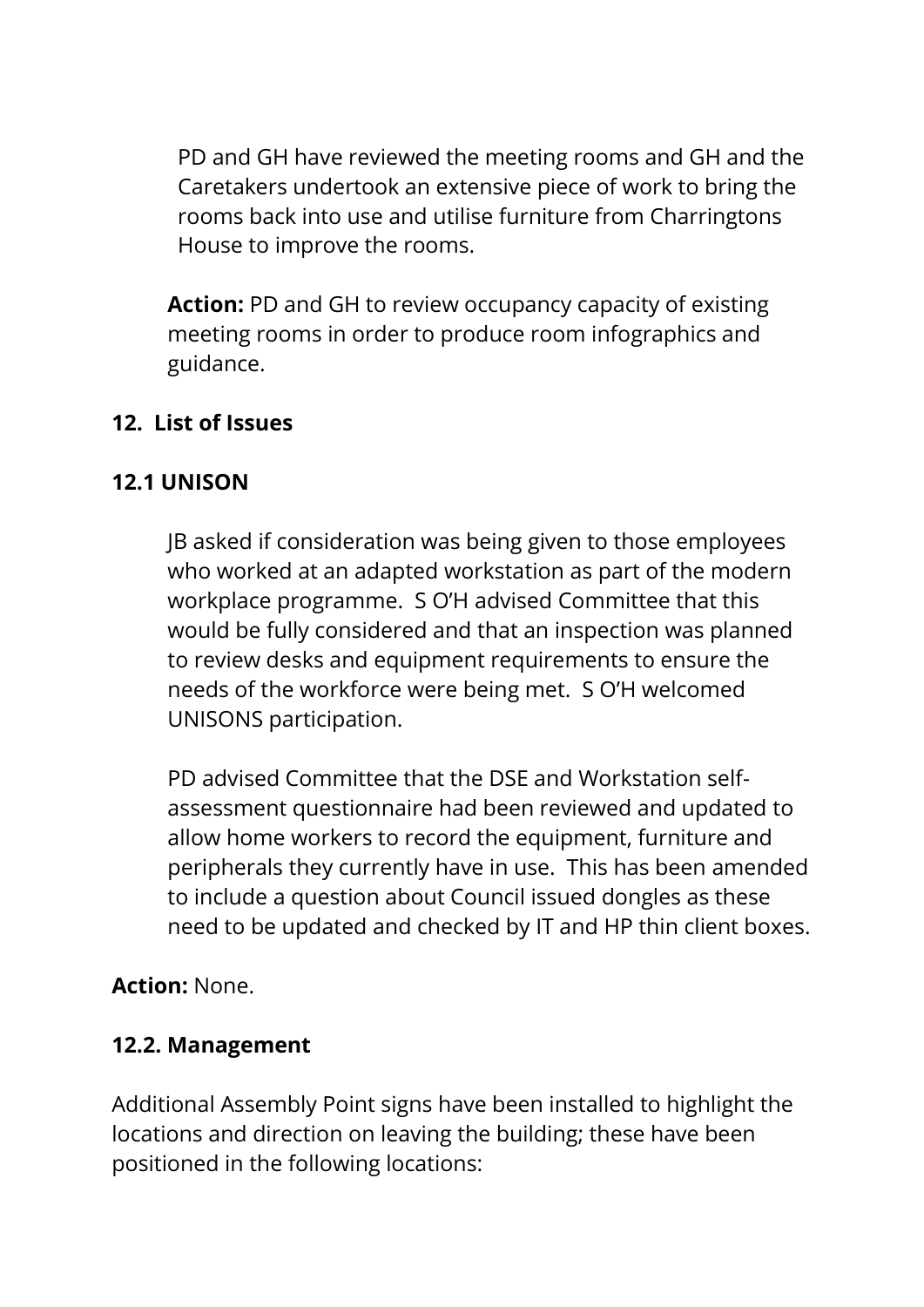PD and GH have reviewed the meeting rooms and GH and the Caretakers undertook an extensive piece of work to bring the rooms back into use and utilise furniture from Charringtons House to improve the rooms.

**Action:** PD and GH to review occupancy capacity of existing meeting rooms in order to produce room infographics and guidance.

**12. List of Issues**

**12.1 UNISON**

JB asked if consideration was being given to those employees who worked at an adapted workstation as part of the modern workplace programme. S O'H advised Committee that this would be fully considered and that an inspection was planned to review desks and equipment requirements to ensure the needs of the workforce were being met. S O'H welcomed UNISONS participation.

PD advised Committee that the DSE and Workstation self-assessment questionnaire had been reviewed and updated to allow home workers to record the equipment, furniture and peripherals they currently have in use. This has been amended to include a question about Council issued dongles as these need to be updated and checked by IT and HP thin client boxes.

**Action:** None.

**12.2. Management**

Additional Assembly Point signs have been installed to highlight the locations and direction on leaving the building; these have been positioned in the following locations: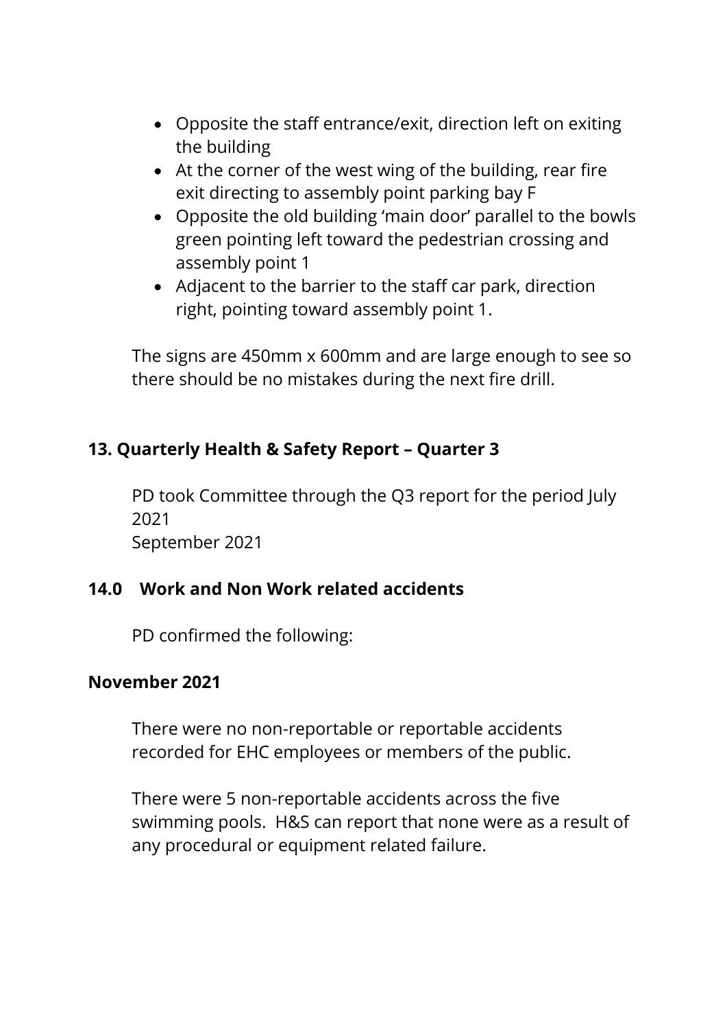- Opposite the staff entrance/exit, direction left on exiting the building
- At the corner of the west wing of the building, rear fire exit directing to assembly point parking bay F
- Opposite the old building 'main door' parallel to the bowls green pointing left toward the pedestrian crossing and assembly point 1
- Adjacent to the barrier to the staff car park, direction right, pointing toward assembly point 1.

The signs are 450mm x 600mm and are large enough to see so there should be no mistakes during the next fire drill.

**13. Quarterly Health & Safety Report – Quarter 3**

PD took Committee through the Q3 report for the period July 2021
September 2021

**14.0 Work and Non Work related accidents**

PD confirmed the following:

**November 2021**

There were no non-reportable or reportable accidents recorded for EHC employees or members of the public.

There were 5 non-reportable accidents across the five swimming pools. H&S can report that none were as a result of any procedural or equipment related failure.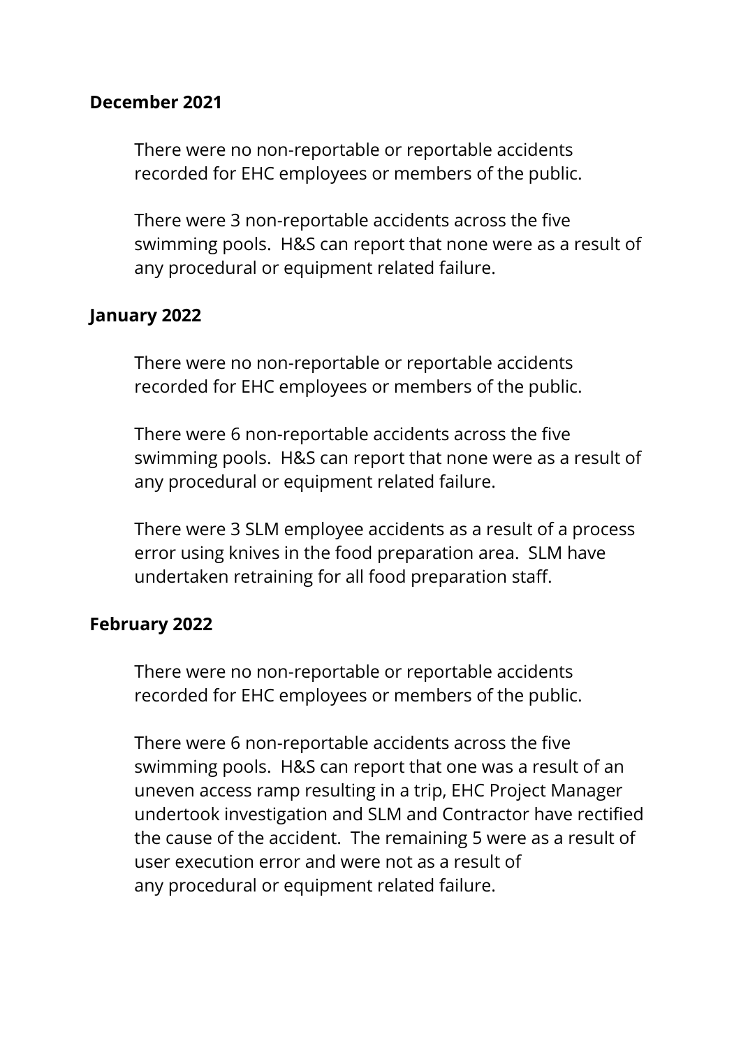**December 2021**

There were no non-reportable or reportable accidents recorded for EHC employees or members of the public.

There were 3 non-reportable accidents across the five swimming pools. H&S can report that none were as a result of any procedural or equipment related failure.

**January 2022**

There were no non-reportable or reportable accidents recorded for EHC employees or members of the public.

There were 6 non-reportable accidents across the five swimming pools. H&S can report that none were as a result of any procedural or equipment related failure.

There were 3 SLM employee accidents as a result of a process error using knives in the food preparation area. SLM have undertaken retraining for all food preparation staff.

**February 2022**

There were no non-reportable or reportable accidents recorded for EHC employees or members of the public.

There were 6 non-reportable accidents across the five swimming pools. H&S can report that one was a result of an uneven access ramp resulting in a trip, EHC Project Manager undertook investigation and SLM and Contractor have rectified the cause of the accident. The remaining 5 were as a result of user execution error and were not as a result of any procedural or equipment related failure.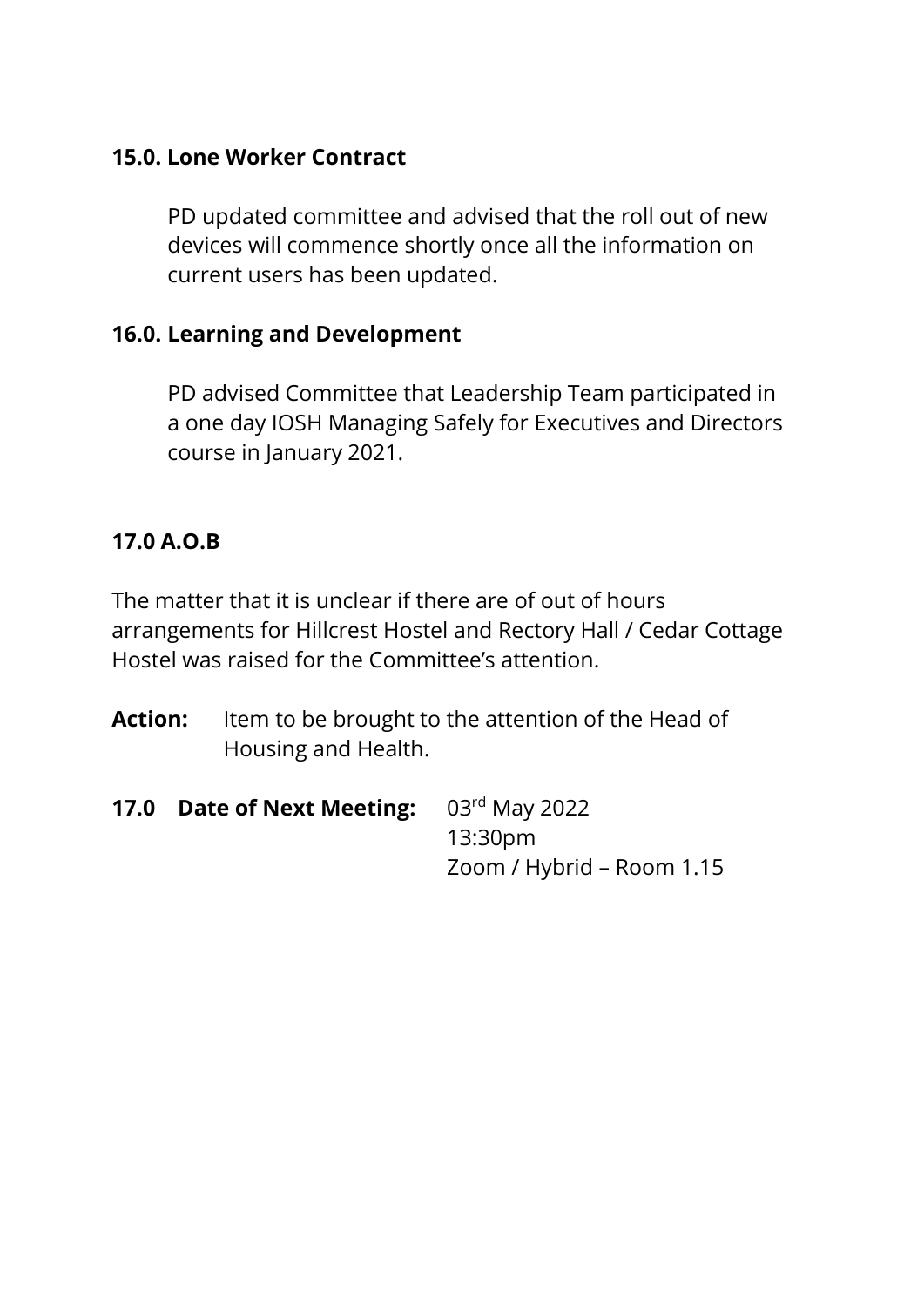**15.0. Lone Worker Contract**

PD updated committee and advised that the roll out of new devices will commence shortly once all the information on current users has been updated.

**16.0. Learning and Development**

PD advised Committee that Leadership Team participated in a one day IOSH Managing Safely for Executives and Directors course in January 2021.

**17.0 A.O.B**

The matter that it is unclear if there are of out of hours arrangements for Hillcrest Hostel and Rectory Hall / Cedar Cottage Hostel was raised for the Committee's attention.

**Action:** Item to be brought to the attention of the Head of Housing and Health.

**17.0 Date of Next Meeting:** 03rd May 2022
13:30pm
Zoom / Hybrid – Room 1.15